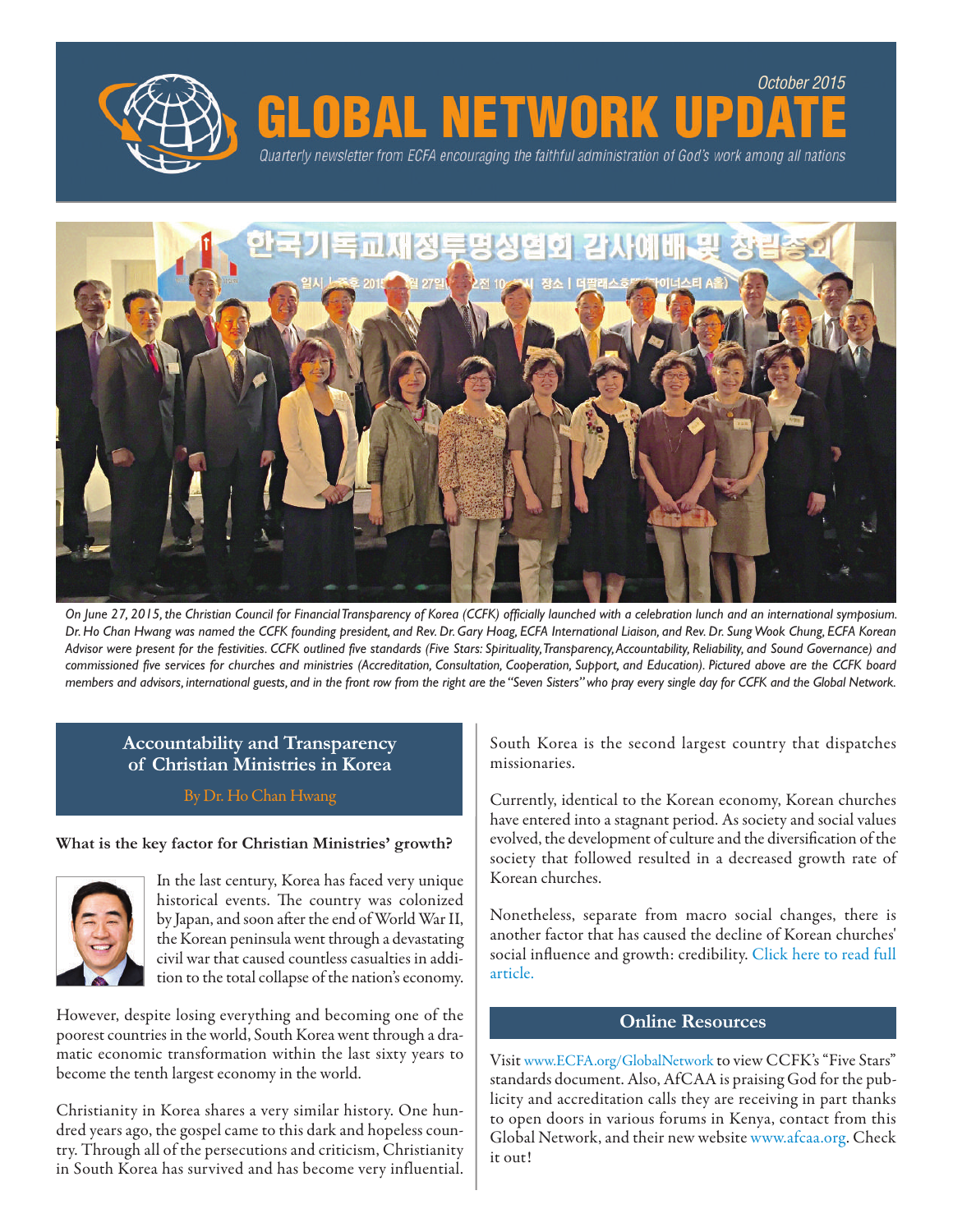October 2015

# GLOBAL NETWORK UPDATE

*Quarterly newsletter from ECFA encouraging the faithful administration of God's work among all nations*

*On June 27, 2015, the Christian Council for Financial Transparency of Korea (CCFK) officially launched with a celebration lunch and an international symposium. Dr. Ho Chan Hwang was named the CCFK founding president, and Rev. Dr. Gary Hoag, ECFA International Liaison, and Rev. Dr. Sung Wook Chung, ECFA Korean Advisor were present for the festivities. CCFK outlined five standards (Five Stars: Spirituality, Transparency, Accountability, Reliability, and Sound Governance) and commissioned five services for churches and ministries (Accreditation, Consultation, Cooperation, Support, and Education). Pictured above are the CCFK board members and advisors, international guests, and in the front row from the right are the "Seven Sisters" who pray every single day for CCFK and the Global Network.*

## Accountability and Transparency of Christian Ministries in Korea

By Dr. Ho Chan Hwang

**What is the key factor for Christian Ministries' growth?**

In the last century, Korea has faced very unique historical events. The country was colonized by Japan, and soon after the end of World War II, the Korean peninsula went through a devastating civil war that caused countless casualties in addition to the total collapse of the nation's economy.

However, despite losing everything and becoming one of the poorest countries in the world, South Korea went through a dramatic economic transformation within the last sixty years to become the tenth largest economy in the world.

Christianity in Korea shares a very similar history. One hundred years ago, the gospel came to this dark and hopeless country. Through all of the persecutions and criticism, Christianity in South Korea has survived and has become very influential. South Korea is the second largest country that dispatches missionaries.

Currently, identical to the Korean economy, Korean churches have entered into a stagnant period. As society and social values evolved, the development of culture and the diversification of the society that followed resulted in a decreased growth rate of Korean churches.

Nonetheless, separate from macro social changes, there is another factor that has caused the decline of Korean churches' social influence and growth: credibility. Click here to read full article.

## Online Resources

Visit www.ECFA.org/GlobalNetwork to view CCFK's "Five Stars" standards document. Also, AfCAA is praising God for the publicity and accreditation calls they are receiving in part thanks to open doors in various forums in Kenya, contact from this Global Network, and their new website www.afcaa.org. Check it out!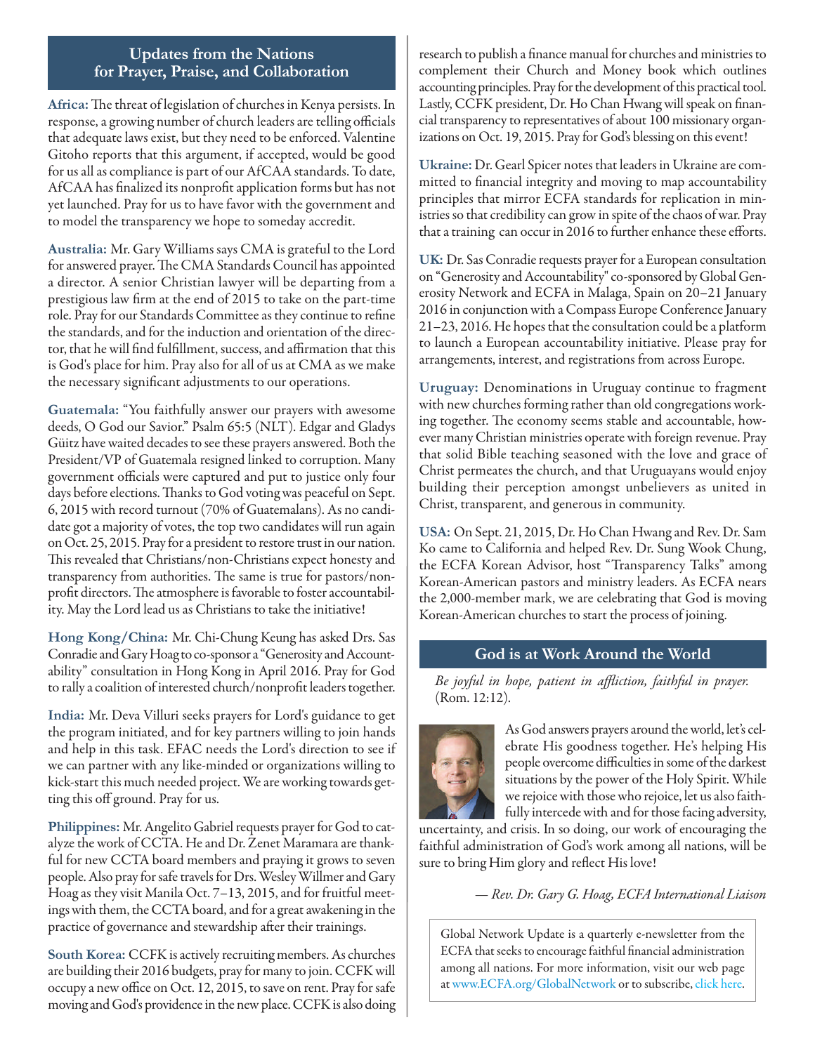## Updates from the Nations for Prayer, Praise, and Collaboration

**Africa:** The threat of legislation of churches in Kenya persists. In response, a growing number of church leaders are telling officials that adequate laws exist, but they need to be enforced. Valentine Gitoho reports that this argument, if accepted, would be good for us all as compliance is part of our AfCAA standards. To date, AfCAA has finalized its nonprofit application forms but has not yet launched. Pray for us to have favor with the government and to model the transparency we hope to someday accredit.

**Australia:** Mr. Gary Williams says CMA is grateful to the Lord for answered prayer. The CMA Standards Council has appointed a director. A senior Christian lawyer will be departing from a prestigious law firm at the end of 2015 to take on the part-time role. Pray for our Standards Committee as they continue to refine the standards, and for the induction and orientation of the director, that he will find fulfillment, success, and affirmation that this is God's place for him. Pray also for all of us at CMA as we make the necessary significant adjustments to our operations.

**Guatemala:** "You faithfully answer our prayers with awesome deeds, O God our Savior." Psalm 65:5 (NLT). Edgar and Gladys Güitz have waited decades to see these prayers answered. Both the President/VP of Guatemala resigned linked to corruption. Many government officials were captured and put to justice only four days before elections. Thanks to God voting was peaceful on Sept. 6, 2015 with record turnout (70% of Guatemalans). As no candidate got a majority of votes, the top two candidates will run again on Oct. 25, 2015. Pray for a president to restore trust in our nation. This revealed that Christians/non-Christians expect honesty and transparency from authorities. The same is true for pastors/nonprofit directors. The atmosphere is favorable to foster accountability. May the Lord lead us as Christians to take the initiative!

**Hong Kong/China:** Mr. Chi-Chung Keung has asked Drs. Sas Conradie and Gary Hoag to co-sponsor a "Generosity and Accountability" consultation in Hong Kong in April 2016. Pray for God to rally a coalition of interested church/nonprofit leaders together.

**India:** Mr. Deva Villuri seeks prayers for Lord's guidance to get the program initiated, and for key partners willing to join hands and help in this task. EFAC needs the Lord's direction to see if we can partner with any like-minded or organizations willing to kick-start this much needed project. We are working towards getting this off ground. Pray for us.

**Philippines:** Mr. Angelito Gabriel requests prayer for God to catalyze the work of CCTA. He and Dr. Zenet Maramara are thankful for new CCTA board members and praying it grows to seven people. Also pray for safe travels for Drs. Wesley Willmer and Gary Hoag as they visit Manila Oct. 7–13, 2015, and for fruitful meetings with them, the CCTA board, and for a great awakening in the practice of governance and stewardship after their trainings.

**South Korea:** CCFK is actively recruiting members. As churches are building their 2016 budgets, pray for many to join. CCFK will occupy a new office on Oct. 12, 2015, to save on rent. Pray for safe moving and God's providence in the new place. CCFK is also doing research to publish a finance manual for churches and ministries to complement their Church and Money book which outlines accounting principles. Pray for the development of this practical tool. Lastly, CCFK president, Dr. Ho Chan Hwang will speak on financial transparency to representatives of about 100 missionary organizations on Oct. 19, 2015. Pray for God's blessing on this event!

**Ukraine:** Dr. Gearl Spicer notes that leaders in Ukraine are committed to financial integrity and moving to map accountability principles that mirror ECFA standards for replication in ministries so that credibility can grow in spite of the chaos of war. Pray that a training can occur in 2016 to further enhance these efforts.

**UK:** Dr. Sas Conradie requests prayer for a European consultation on "Generosity and Accountability" co-sponsored by Global Generosity Network and ECFA in Malaga, Spain on 20–21 January 2016 in conjunction with a Compass Europe Conference January 21–23, 2016. He hopes that the consultation could be a platform to launch a European accountability initiative. Please pray for arrangements, interest, and registrations from across Europe.

**Uruguay:** Denominations in Uruguay continue to fragment with new churches forming rather than old congregations working together. The economy seems stable and accountable, however many Christian ministries operate with foreign revenue. Pray that solid Bible teaching seasoned with the love and grace of Christ permeates the church, and that Uruguayans would enjoy building their perception amongst unbelievers as united in Christ, transparent, and generous in community.

**USA:** On Sept. 21, 2015, Dr. Ho Chan Hwang and Rev. Dr. Sam Ko came to California and helped Rev. Dr. Sung Wook Chung, the ECFA Korean Advisor, host "Transparency Talks" among Korean-American pastors and ministry leaders. As ECFA nears the 2,000-member mark, we are celebrating that God is moving Korean-American churches to start the process of joining.

## God is at Work Around the World

*Be joyful in hope, patient in affliction, faithful in prayer.* (Rom. 12:12).

As God answers prayers around the world, let's celebrate His goodness together. He's helping His people overcome difficulties in some of the darkest situations by the power of the Holy Spirit. While we rejoice with those who rejoice, let us also faithfully intercede with and for those facing adversity, uncertainty, and crisis. In so doing, our work of encouraging the faithful administration of God's work among all nations, will be sure to bring Him glory and reflect His love!

*— Rev. Dr. Gary G. Hoag, ECFA International Liaison*

Global Network Update is a quarterly e-newsletter from the ECFA that seeks to encourage faithful financial administration among all nations. For more information, visit our web page at www.ECFA.org/GlobalNetwork or to subscribe, click here.